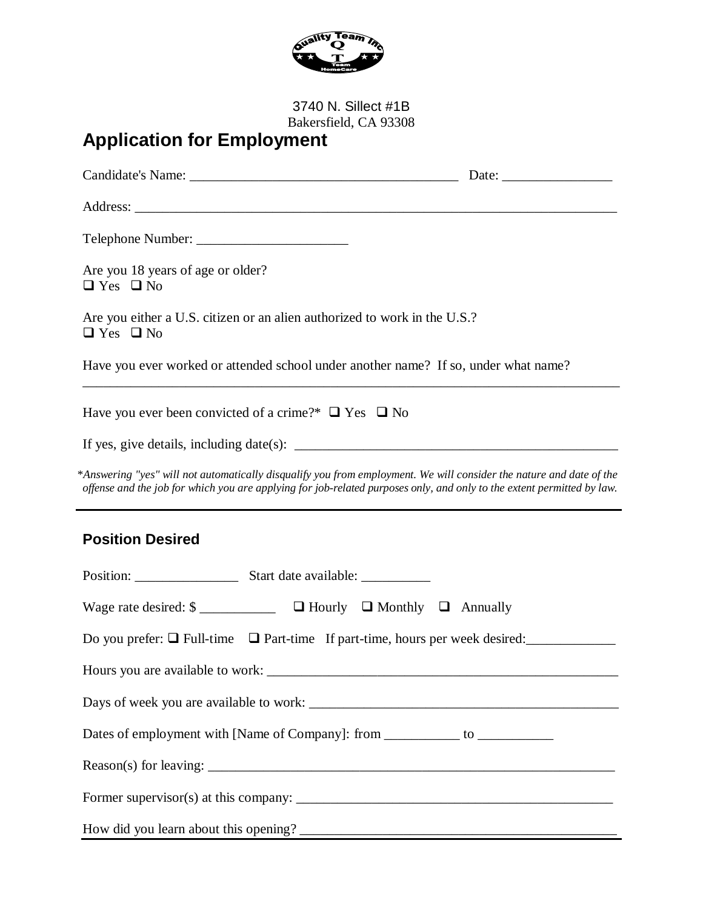3740 N. Sillect #1B
Bakersfield, CA 93308

# Application for Employment

Candidate's Name: _______________________________________ Date: ________________

Address: __________________________________________________________________________

Telephone Number: ______________________

Are you 18 years of age or older?
❑ Yes ❑ No

Are you either a U.S. citizen or an alien authorized to work in the U.S.?
❑ Yes ❑ No

Have you ever worked or attended school under another name? If so, under what name?
_________________________________________________________________________________

Have you ever been convicted of a crime?* ❑ Yes ❑ No

If yes, give details, including date(s): ________________________________________________

*\*Answering "yes" will not automatically disqualify you from employment. We will consider the nature and date of the offense and the job for which you are applying for job-related purposes only, and only to the extent permitted by law.*

---

## Position Desired

Position: _______________ Start date available: __________

Wage rate desired: $ ___________ ❑ Hourly ❑ Monthly ❑ Annually

Do you prefer: ❑ Full-time ❑ Part-time If part-time, hours per week desired:_____________

Hours you are available to work: _____________________________________________________

Days of week you are available to work: _______________________________________________

Dates of employment with [Name of Company]: from ___________ to ___________

Reason(s) for leaving: _____________________________________________________________

Former supervisor(s) at this company: _________________________________________________

How did you learn about this opening? ________________________________________________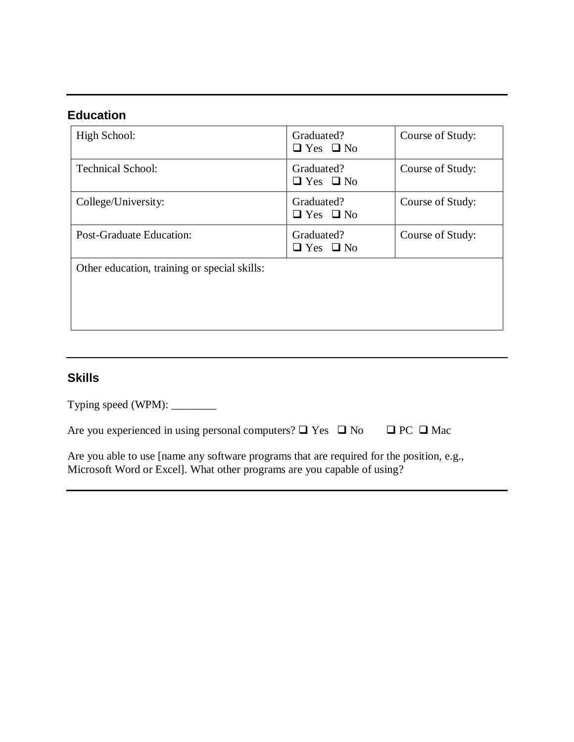## Education

| High School: | Graduated?<br>❑ Yes ❑ No | Course of Study: |
|---|---|---|
| Technical School: | Graduated?<br>❑ Yes ❑ No | Course of Study: |
| College/University: | Graduated?<br>❑ Yes ❑ No | Course of Study: |
| Post-Graduate Education: | Graduated?<br>❑ Yes ❑ No | Course of Study: |
| Other education, training or special skills: | | |

## Skills

Typing speed (WPM): ________

Are you experienced in using personal computers? ❑ Yes ❑ No ❑ PC ❑ Mac

Are you able to use [name any software programs that are required for the position, e.g., Microsoft Word or Excel]. What other programs are you capable of using?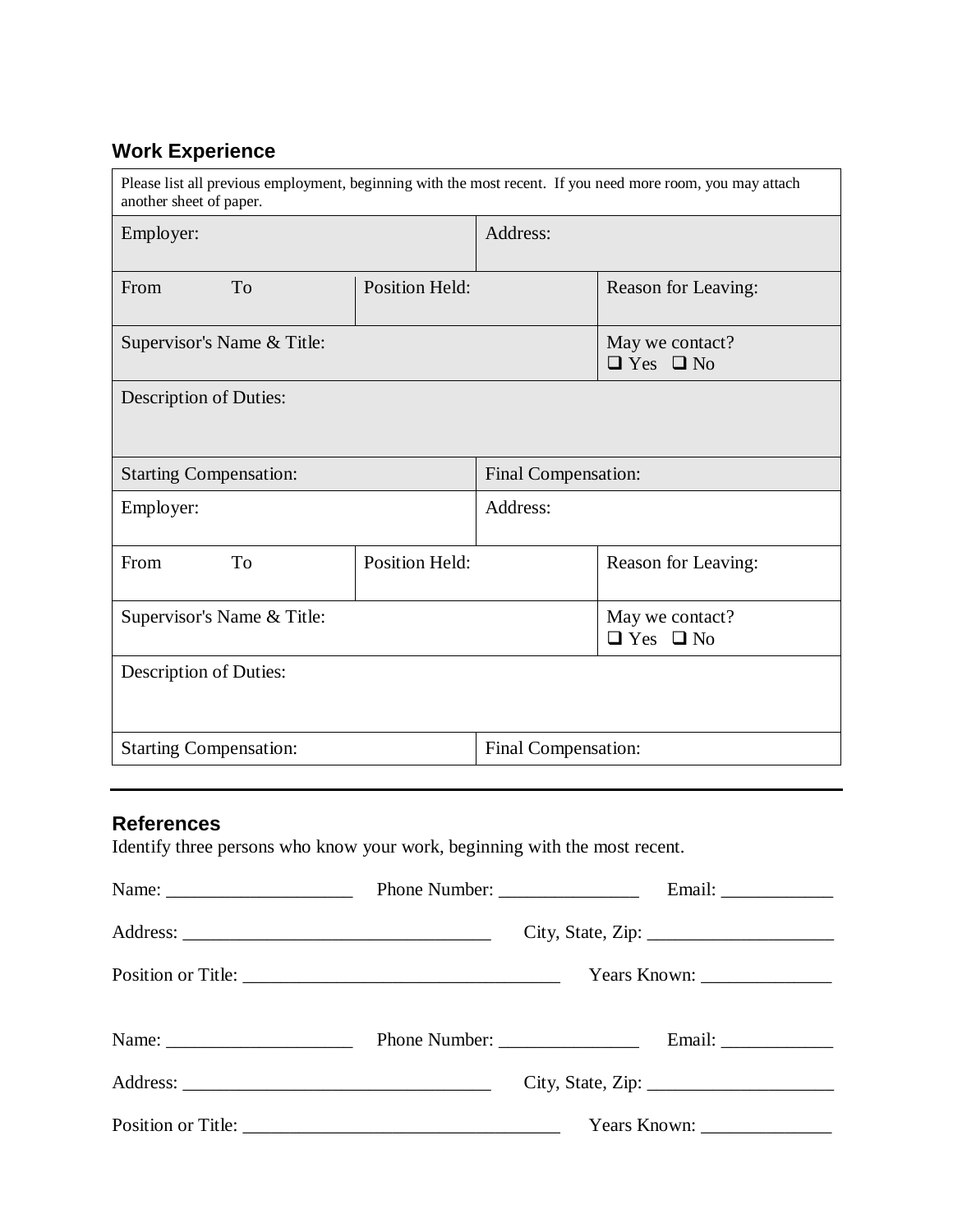## Work Experience

| Please list all previous employment, beginning with the most recent. If you need more room, you may attach another sheet of paper. | | |
|---|---|---|
| Employer: | Address: | |
| From To | Position Held: | Reason for Leaving: |
| Supervisor's Name & Title: | | May we contact? ❑ Yes ❑ No |
| Description of Duties: | | |
| Starting Compensation: | Final Compensation: | |
| Employer: | Address: | |
| From To | Position Held: | Reason for Leaving: |
| Supervisor's Name & Title: | | May we contact? ❑ Yes ❑ No |
| Description of Duties: | | |
| Starting Compensation: | Final Compensation: | |

---

## References

Identify three persons who know your work, beginning with the most recent.

Name: ____________________ Phone Number: _______________ Email: ____________

Address: _________________________________ City, State, Zip: ____________________

Position or Title: __________________________________ Years Known: ______________

Name: ____________________ Phone Number: _______________ Email: ____________

Address: _________________________________ City, State, Zip: ____________________

Position or Title: __________________________________ Years Known: ______________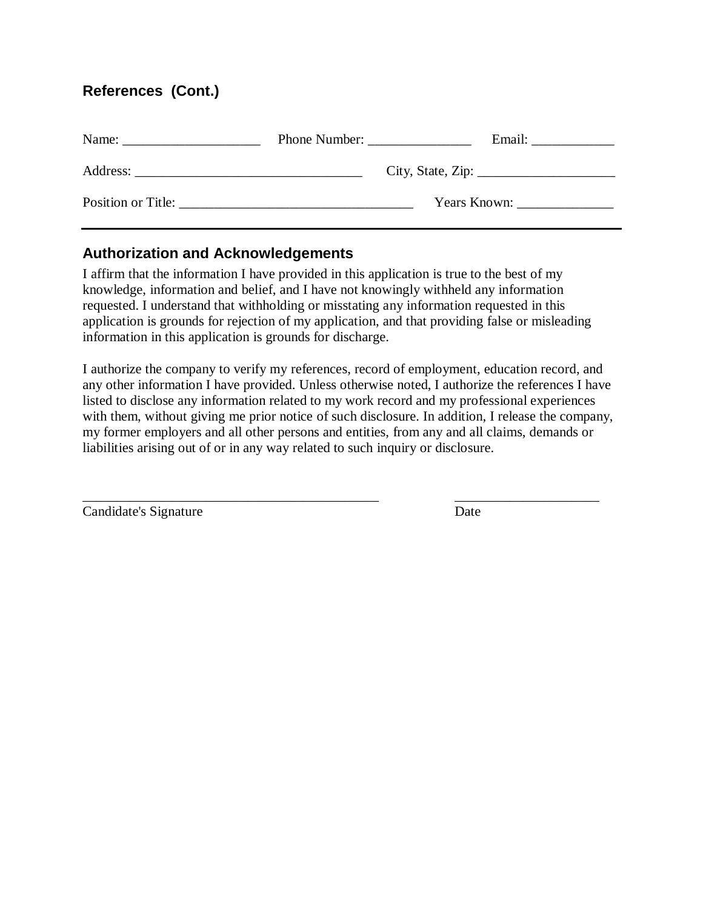## References (Cont.)

Name: ____________________ Phone Number: _______________ Email: ____________

Address: _________________________________ City, State, Zip: ____________________

Position or Title: _________________________________ Years Known: ______________

---

## Authorization and Acknowledgements

I affirm that the information I have provided in this application is true to the best of my knowledge, information and belief, and I have not knowingly withheld any information requested. I understand that withholding or misstating any information requested in this application is grounds for rejection of my application, and that providing false or misleading information in this application is grounds for discharge.

I authorize the company to verify my references, record of employment, education record, and any other information I have provided. Unless otherwise noted, I authorize the references I have listed to disclose any information related to my work record and my professional experiences with them, without giving me prior notice of such disclosure. In addition, I release the company, my former employers and all other persons and entities, from any and all claims, demands or liabilities arising out of or in any way related to such inquiry or disclosure.

____________________________________________ _____________________

Candidate's Signature Date